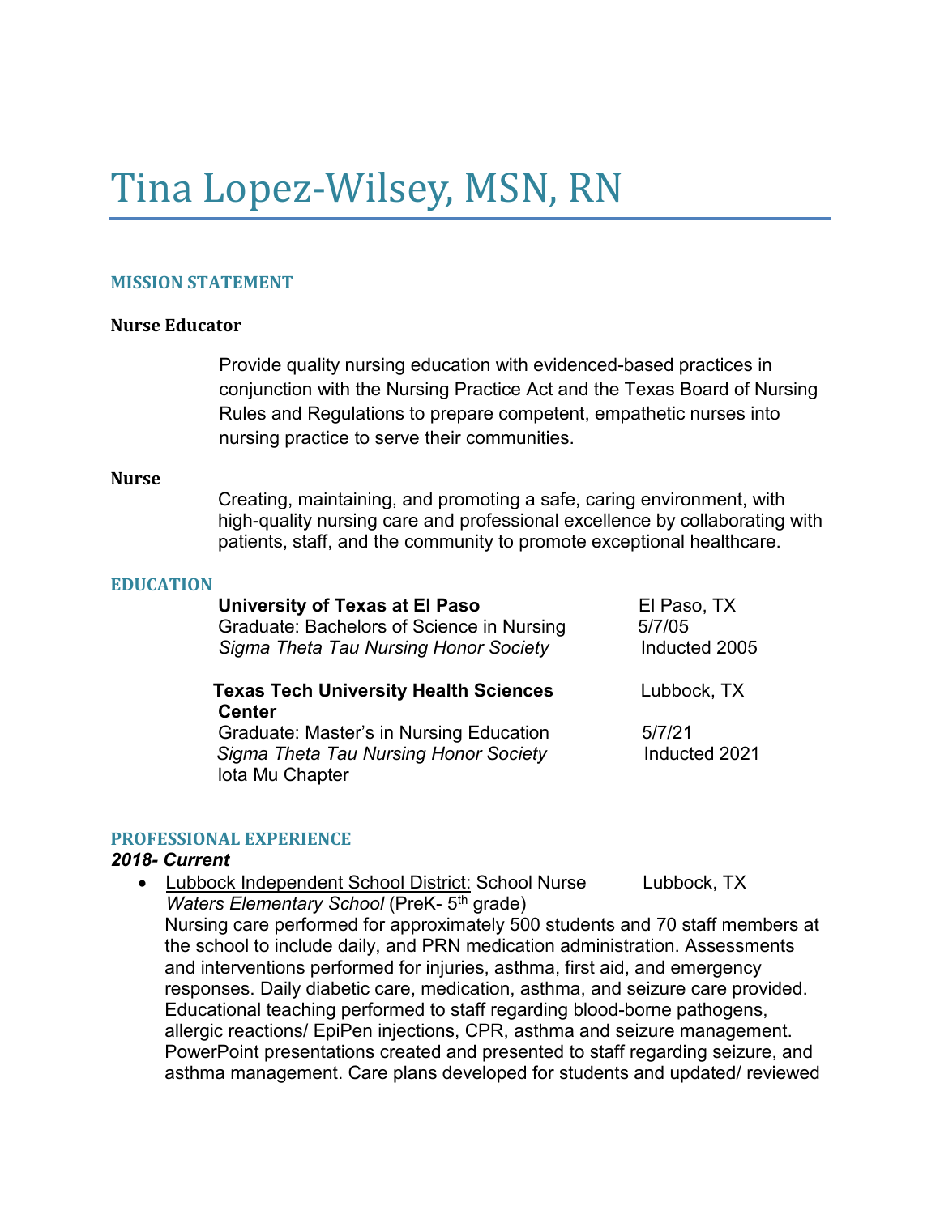# Tina Lopez-Wilsey, MSN, RN

## MISSION STATEMENT

### Nurse Educator

Provide quality nursing education with evidenced-based practices in conjunction with the Nursing Practice Act and the Texas Board of Nursing Rules and Regulations to prepare competent, empathetic nurses into nursing practice to serve their communities.

### Nurse

Creating, maintaining, and promoting a safe, caring environment, with high-quality nursing care and professional excellence by collaborating with patients, staff, and the community to promote exceptional healthcare.

## EDUCATION

**University of Texas at El Paso** — El Paso, TX
Graduate: Bachelors of Science in Nursing — 5/7/05
*Sigma Theta Tau Nursing Honor Society* — Inducted 2005

**Texas Tech University Health Sciences Center** — Lubbock, TX
Graduate: Master's in Nursing Education — 5/7/21
*Sigma Theta Tau Nursing Honor Society* — Inducted 2021
Iota Mu Chapter

## PROFESSIONAL EXPERIENCE

***2018- Current***

- Lubbock Independent School District: School Nurse — Lubbock, TX
  *Waters Elementary School* (PreK- 5th grade)
  Nursing care performed for approximately 500 students and 70 staff members at the school to include daily, and PRN medication administration. Assessments and interventions performed for injuries, asthma, first aid, and emergency responses. Daily diabetic care, medication, asthma, and seizure care provided. Educational teaching performed to staff regarding blood-borne pathogens, allergic reactions/ EpiPen injections, CPR, asthma and seizure management. PowerPoint presentations created and presented to staff regarding seizure, and asthma management. Care plans developed for students and updated/ reviewed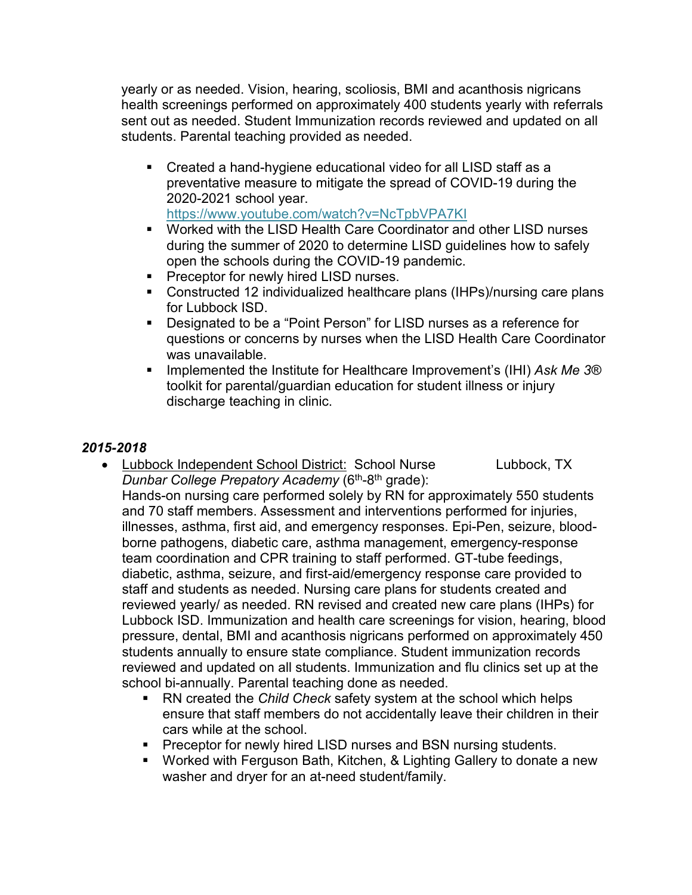yearly or as needed. Vision, hearing, scoliosis, BMI and acanthosis nigricans health screenings performed on approximately 400 students yearly with referrals sent out as needed. Student Immunization records reviewed and updated on all students. Parental teaching provided as needed.

- Created a hand-hygiene educational video for all LISD staff as a preventative measure to mitigate the spread of COVID-19 during the 2020-2021 school year. https://www.youtube.com/watch?v=NcTpbVPA7KI
- Worked with the LISD Health Care Coordinator and other LISD nurses during the summer of 2020 to determine LISD guidelines how to safely open the schools during the COVID-19 pandemic.
- Preceptor for newly hired LISD nurses.
- Constructed 12 individualized healthcare plans (IHPs)/nursing care plans for Lubbock ISD.
- Designated to be a "Point Person" for LISD nurses as a reference for questions or concerns by nurses when the LISD Health Care Coordinator was unavailable.
- Implemented the Institute for Healthcare Improvement's (IHI) *Ask Me 3®* toolkit for parental/guardian education for student illness or injury discharge teaching in clinic.

### *2015-2018*

- Lubbock Independent School District: School Nurse Lubbock, TX
  *Dunbar College Prepatory Academy* (6th-8th grade):
  Hands-on nursing care performed solely by RN for approximately 550 students and 70 staff members. Assessment and interventions performed for injuries, illnesses, asthma, first aid, and emergency responses. Epi-Pen, seizure, blood-borne pathogens, diabetic care, asthma management, emergency-response team coordination and CPR training to staff performed. GT-tube feedings, diabetic, asthma, seizure, and first-aid/emergency response care provided to staff and students as needed. Nursing care plans for students created and reviewed yearly/ as needed. RN revised and created new care plans (IHPs) for Lubbock ISD. Immunization and health care screenings for vision, hearing, blood pressure, dental, BMI and acanthosis nigricans performed on approximately 450 students annually to ensure state compliance. Student immunization records reviewed and updated on all students. Immunization and flu clinics set up at the school bi-annually. Parental teaching done as needed.
  - RN created the *Child Check* safety system at the school which helps ensure that staff members do not accidentally leave their children in their cars while at the school.
  - Preceptor for newly hired LISD nurses and BSN nursing students.
  - Worked with Ferguson Bath, Kitchen, & Lighting Gallery to donate a new washer and dryer for an at-need student/family.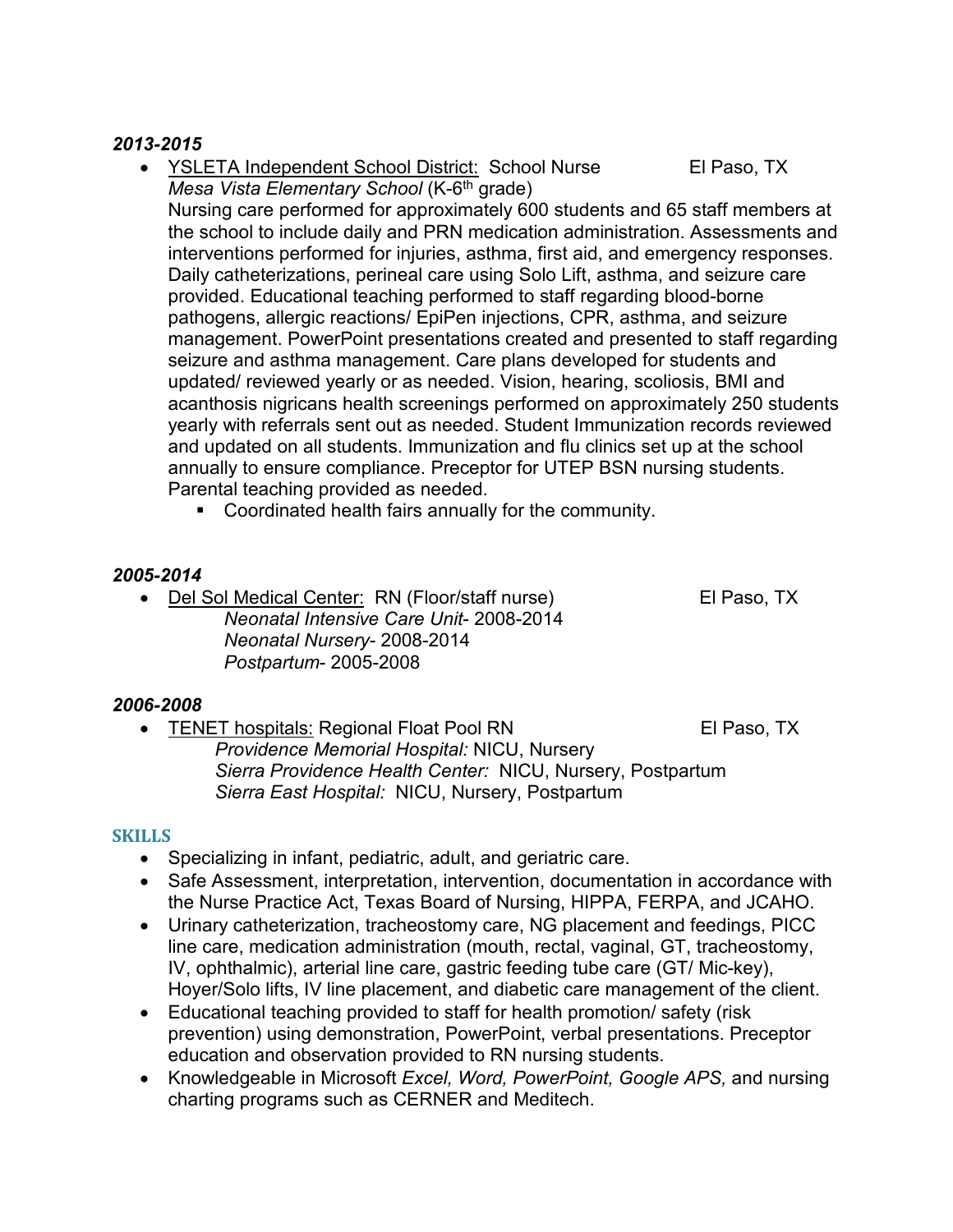***2013-2015***

- YSLETA Independent School District: School Nurse El Paso, TX
  *Mesa Vista Elementary School* (K-6th grade)
  Nursing care performed for approximately 600 students and 65 staff members at the school to include daily and PRN medication administration. Assessments and interventions performed for injuries, asthma, first aid, and emergency responses. Daily catheterizations, perineal care using Solo Lift, asthma, and seizure care provided. Educational teaching performed to staff regarding blood-borne pathogens, allergic reactions/ EpiPen injections, CPR, asthma, and seizure management. PowerPoint presentations created and presented to staff regarding seizure and asthma management. Care plans developed for students and updated/ reviewed yearly or as needed. Vision, hearing, scoliosis, BMI and acanthosis nigricans health screenings performed on approximately 250 students yearly with referrals sent out as needed. Student Immunization records reviewed and updated on all students. Immunization and flu clinics set up at the school annually to ensure compliance. Preceptor for UTEP BSN nursing students. Parental teaching provided as needed.
    - Coordinated health fairs annually for the community.

***2005-2014***

- Del Sol Medical Center: RN (Floor/staff nurse) El Paso, TX
  *Neonatal Intensive Care Unit*- 2008-2014
  *Neonatal Nursery*- 2008-2014
  *Postpartum*- 2005-2008

***2006-2008***

- TENET hospitals: Regional Float Pool RN El Paso, TX
  *Providence Memorial Hospital:* NICU, Nursery
  *Sierra Providence Health Center:* NICU, Nursery, Postpartum
  *Sierra East Hospital:* NICU, Nursery, Postpartum

## SKILLS

- Specializing in infant, pediatric, adult, and geriatric care.
- Safe Assessment, interpretation, intervention, documentation in accordance with the Nurse Practice Act, Texas Board of Nursing, HIPPA, FERPA, and JCAHO.
- Urinary catheterization, tracheostomy care, NG placement and feedings, PICC line care, medication administration (mouth, rectal, vaginal, GT, tracheostomy, IV, ophthalmic), arterial line care, gastric feeding tube care (GT/ Mic-key), Hoyer/Solo lifts, IV line placement, and diabetic care management of the client.
- Educational teaching provided to staff for health promotion/ safety (risk prevention) using demonstration, PowerPoint, verbal presentations. Preceptor education and observation provided to RN nursing students.
- Knowledgeable in Microsoft *Excel, Word, PowerPoint, Google APS,* and nursing charting programs such as CERNER and Meditech.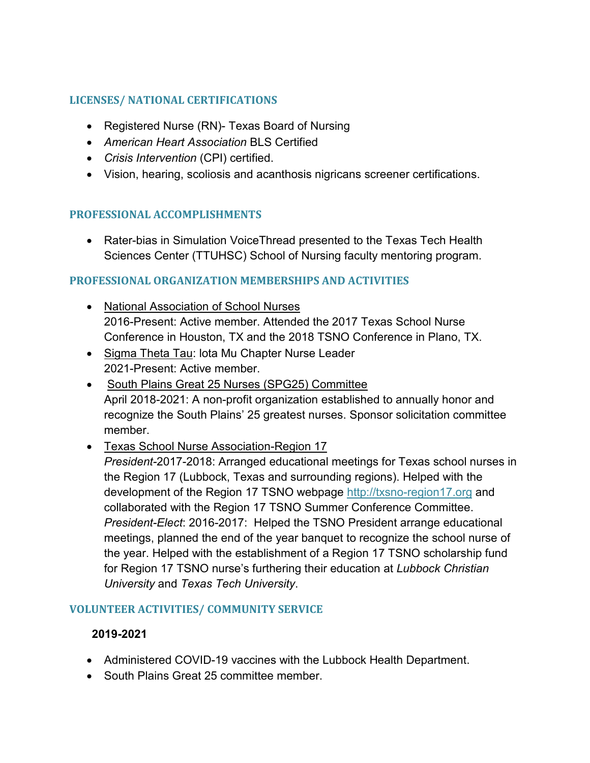## LICENSES/ NATIONAL CERTIFICATIONS

- Registered Nurse (RN)- Texas Board of Nursing
- *American Heart Association* BLS Certified
- *Crisis Intervention* (CPI) certified.
- Vision, hearing, scoliosis and acanthosis nigricans screener certifications.

## PROFESSIONAL ACCOMPLISHMENTS

- Rater-bias in Simulation VoiceThread presented to the Texas Tech Health Sciences Center (TTUHSC) School of Nursing faculty mentoring program.

## PROFESSIONAL ORGANIZATION MEMBERSHIPS AND ACTIVITIES

- <u>National Association of School Nurses</u>
  2016-Present: Active member. Attended the 2017 Texas School Nurse Conference in Houston, TX and the 2018 TSNO Conference in Plano, TX.
- <u>Sigma Theta Tau</u>: Iota Mu Chapter Nurse Leader
  2021-Present: Active member.
- <u>South Plains Great 25 Nurses (SPG25) Committee</u>
  April 2018-2021: A non-profit organization established to annually honor and recognize the South Plains' 25 greatest nurses. Sponsor solicitation committee member.
- <u>Texas School Nurse Association-Region 17</u>
  *President*-2017-2018: Arranged educational meetings for Texas school nurses in the Region 17 (Lubbock, Texas and surrounding regions). Helped with the development of the Region 17 TSNO webpage [http://txsno-region17.org](http://txsno-region17.org) and collaborated with the Region 17 TSNO Summer Conference Committee.
  *President-Elect*: 2016-2017: Helped the TSNO President arrange educational meetings, planned the end of the year banquet to recognize the school nurse of the year. Helped with the establishment of a Region 17 TSNO scholarship fund for Region 17 TSNO nurse's furthering their education at *Lubbock Christian University* and *Texas Tech University*.

## VOLUNTEER ACTIVITIES/ COMMUNITY SERVICE

**2019-2021**

- Administered COVID-19 vaccines with the Lubbock Health Department.
- South Plains Great 25 committee member.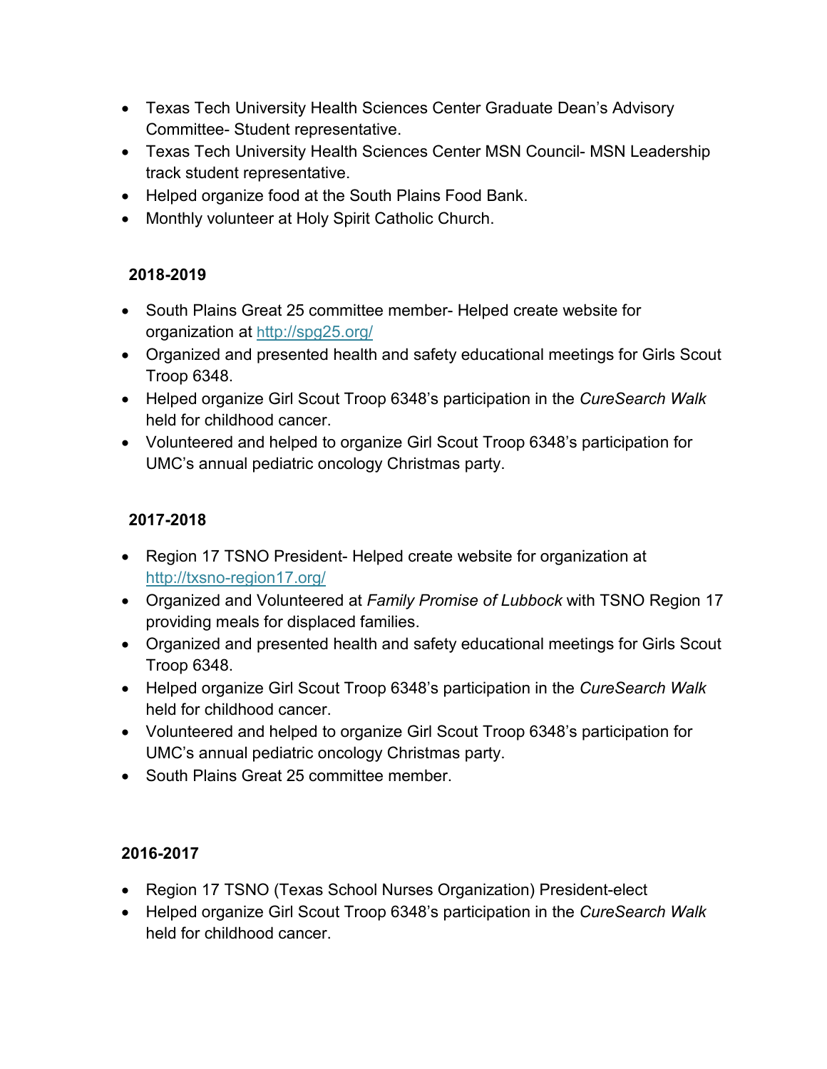- Texas Tech University Health Sciences Center Graduate Dean's Advisory Committee- Student representative.
- Texas Tech University Health Sciences Center MSN Council- MSN Leadership track student representative.
- Helped organize food at the South Plains Food Bank.
- Monthly volunteer at Holy Spirit Catholic Church.

**2018-2019**

- South Plains Great 25 committee member- Helped create website for organization at [http://spg25.org/](http://spg25.org/)
- Organized and presented health and safety educational meetings for Girls Scout Troop 6348.
- Helped organize Girl Scout Troop 6348's participation in the *CureSearch Walk* held for childhood cancer.
- Volunteered and helped to organize Girl Scout Troop 6348's participation for UMC's annual pediatric oncology Christmas party.

**2017-2018**

- Region 17 TSNO President- Helped create website for organization at [http://txsno-region17.org/](http://txsno-region17.org/)
- Organized and Volunteered at *Family Promise of Lubbock* with TSNO Region 17 providing meals for displaced families.
- Organized and presented health and safety educational meetings for Girls Scout Troop 6348.
- Helped organize Girl Scout Troop 6348's participation in the *CureSearch Walk* held for childhood cancer.
- Volunteered and helped to organize Girl Scout Troop 6348's participation for UMC's annual pediatric oncology Christmas party.
- South Plains Great 25 committee member.

**2016-2017**

- Region 17 TSNO (Texas School Nurses Organization) President-elect
- Helped organize Girl Scout Troop 6348's participation in the *CureSearch Walk* held for childhood cancer.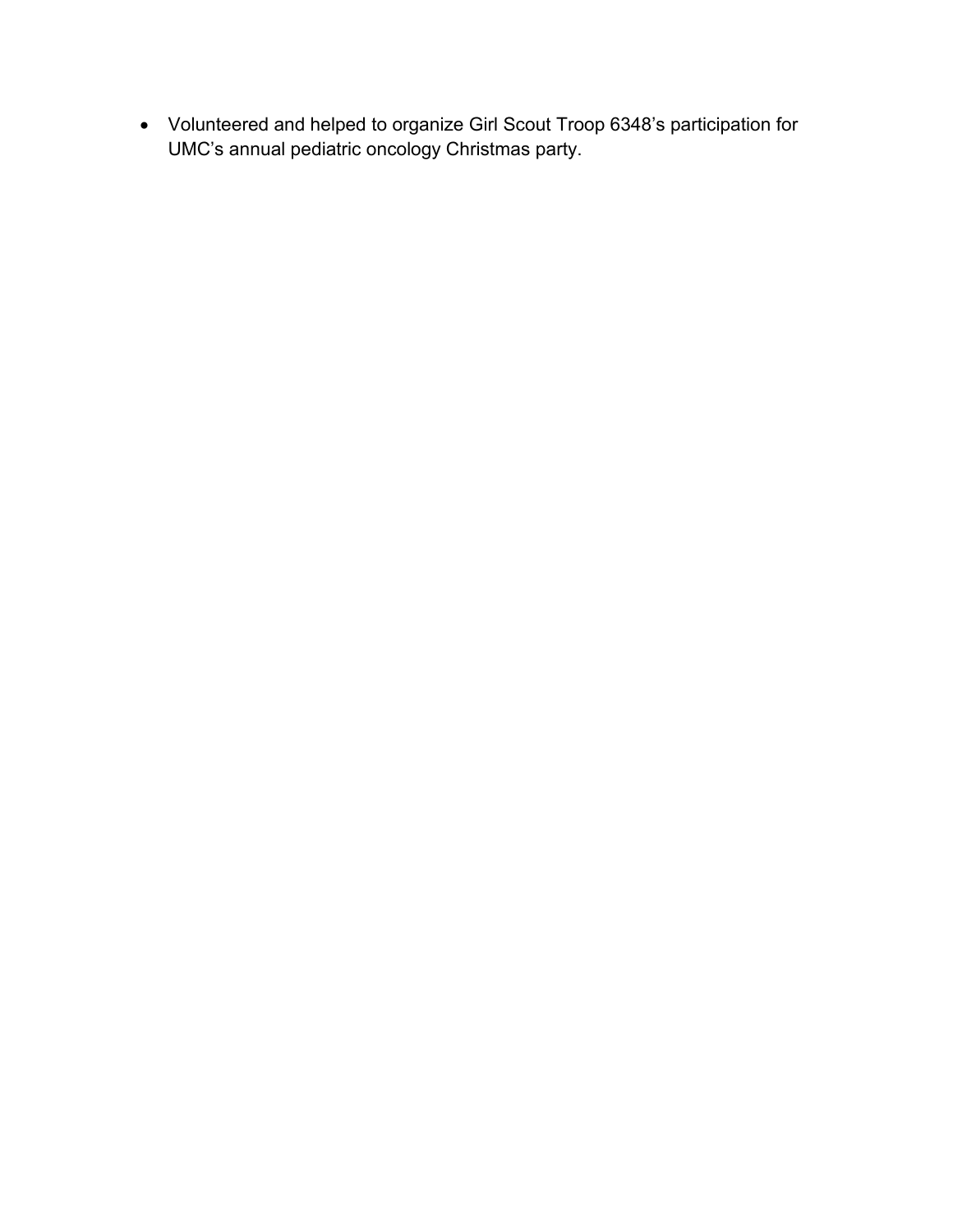- Volunteered and helped to organize Girl Scout Troop 6348’s participation for UMC’s annual pediatric oncology Christmas party.